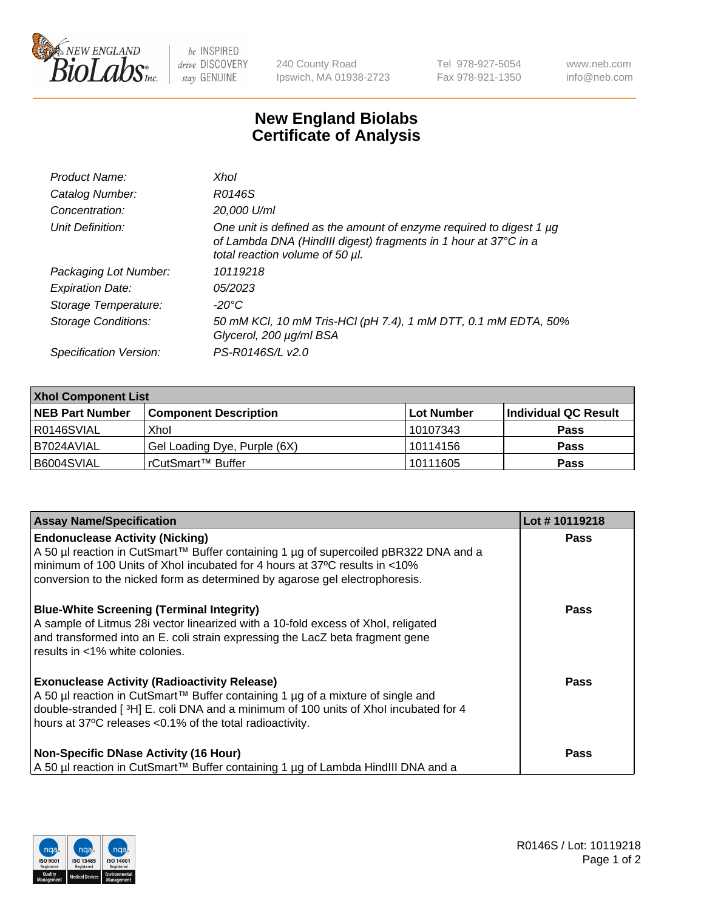New England Biolabs — be INSPIRED drive DISCOVERY stay GENUINE

240 County Road
Ipswich, MA 01938-2723

Tel 978-927-5054
Fax 978-921-1350

www.neb.com
info@neb.com

# New England Biolabs Certificate of Analysis

| | |
|---|---|
| *Product Name:* | *XhoI* |
| *Catalog Number:* | *R0146S* |
| *Concentration:* | *20,000 U/ml* |
| *Unit Definition:* | *One unit is defined as the amount of enzyme required to digest 1 µg of Lambda DNA (HindIII digest) fragments in 1 hour at 37°C in a total reaction volume of 50 µl.* |
| *Packaging Lot Number:* | *10119218* |
| *Expiration Date:* | *05/2023* |
| *Storage Temperature:* | *-20°C* |
| *Storage Conditions:* | *50 mM KCl, 10 mM Tris-HCl (pH 7.4), 1 mM DTT, 0.1 mM EDTA, 50% Glycerol, 200 µg/ml BSA* |
| *Specification Version:* | *PS-R0146S/L v2.0* |

| **XhoI Component List** | | | |
|---|---|---|---|
| **NEB Part Number** | **Component Description** | **Lot Number** | **Individual QC Result** |
| R0146SVIAL | XhoI | 10107343 | **Pass** |
| B7024AVIAL | Gel Loading Dye, Purple (6X) | 10114156 | **Pass** |
| B6004SVIAL | rCutSmart™ Buffer | 10111605 | **Pass** |

| **Assay Name/Specification** | **Lot # 10119218** |
|---|---|
| **Endonuclease Activity (Nicking)** A 50 µl reaction in CutSmart™ Buffer containing 1 µg of supercoiled pBR322 DNA and a minimum of 100 Units of XhoI incubated for 4 hours at 37ºC results in <10% conversion to the nicked form as determined by agarose gel electrophoresis. | **Pass** |
| **Blue-White Screening (Terminal Integrity)** A sample of Litmus 28i vector linearized with a 10-fold excess of XhoI, religated and transformed into an E. coli strain expressing the LacZ beta fragment gene results in <1% white colonies. | **Pass** |
| **Exonuclease Activity (Radioactivity Release)** A 50 µl reaction in CutSmart™ Buffer containing 1 µg of a mixture of single and double-stranded [ $^{3}$H] E. coli DNA and a minimum of 100 units of XhoI incubated for 4 hours at 37ºC releases <0.1% of the total radioactivity. | **Pass** |
| **Non-Specific DNase Activity (16 Hour)** A 50 µl reaction in CutSmart™ Buffer containing 1 µg of Lambda HindIII DNA and a | **Pass** |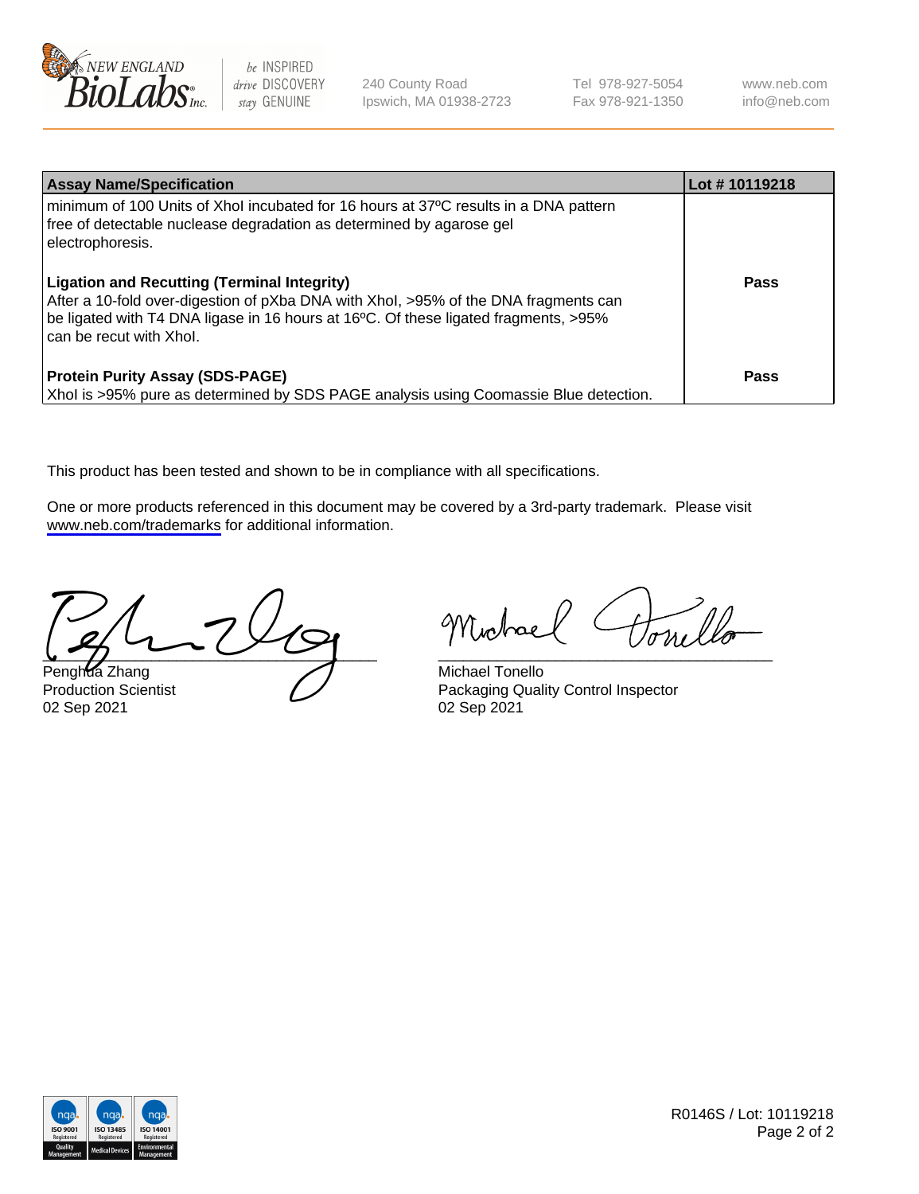| Assay Name/Specification | Lot # 10119218 |
|---|---|
| minimum of 100 Units of XhoI incubated for 16 hours at 37ºC results in a DNA pattern free of detectable nuclease degradation as determined by agarose gel electrophoresis. | |
| **Ligation and Recutting (Terminal Integrity)** After a 10-fold over-digestion of pXba DNA with XhoI, >95% of the DNA fragments can be ligated with T4 DNA ligase in 16 hours at 16ºC. Of these ligated fragments, >95% can be recut with XhoI. | **Pass** |
| **Protein Purity Assay (SDS-PAGE)** XhoI is >95% pure as determined by SDS PAGE analysis using Coomassie Blue detection. | **Pass** |

This product has been tested and shown to be in compliance with all specifications.

One or more products referenced in this document may be covered by a 3rd-party trademark. Please visit www.neb.com/trademarks for additional information.

Penghua Zhang
Production Scientist
02 Sep 2021

Michael Tonello
Packaging Quality Control Inspector
02 Sep 2021

R0146S / Lot: 10119218